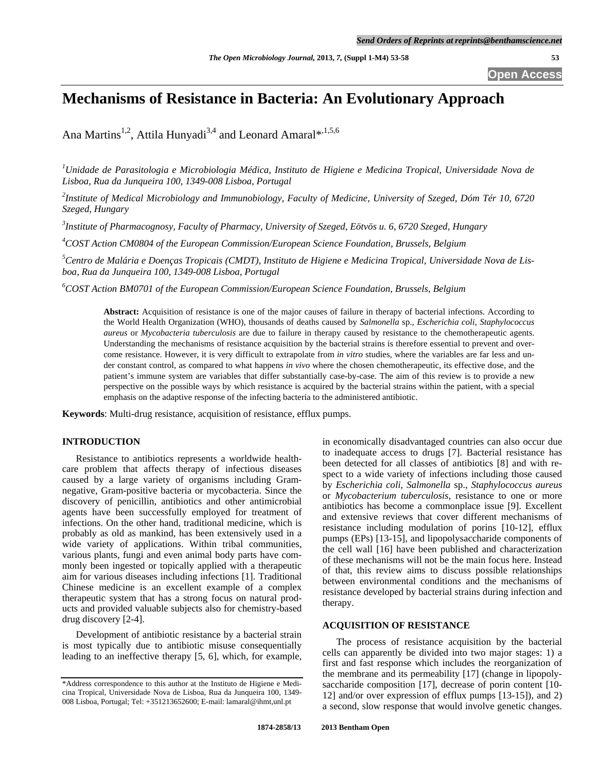# Mechanisms of Resistance in Bacteria: An Evolutionary Approach

Ana Martins[1,2], Attila Hunyadi[3,4] and Leonard Amaral*[,1,5,6]

[1]*Unidade de Parasitologia e Microbiologia Médica, Instituto de Higiene e Medicina Tropical, Universidade Nova de Lisboa, Rua da Junqueira 100, 1349-008 Lisboa, Portugal*

[2]*Institute of Medical Microbiology and Immunobiology, Faculty of Medicine, University of Szeged, Dóm Tér 10, 6720 Szeged, Hungary*

[3]*Institute of Pharmacognosy, Faculty of Pharmacy, University of Szeged, Eötvös u. 6, 6720 Szeged, Hungary*

[4]*COST Action CM0804 of the European Commission/European Science Foundation, Brussels, Belgium*

[5]*Centro de Malária e Doenças Tropicais (CMDT), Instituto de Higiene e Medicina Tropical, Universidade Nova de Lisboa, Rua da Junqueira 100, 1349-008 Lisboa, Portugal*

[6]*COST Action BM0701 of the European Commission/European Science Foundation, Brussels, Belgium*

**Abstract:** Acquisition of resistance is one of the major causes of failure in therapy of bacterial infections. According to the World Health Organization (WHO), thousands of deaths caused by *Salmonella* sp., *Escherichia coli*, *Staphylococcus aureus* or *Mycobacteria tuberculosis* are due to failure in therapy caused by resistance to the chemotherapeutic agents. Understanding the mechanisms of resistance acquisition by the bacterial strains is therefore essential to prevent and overcome resistance. However, it is very difficult to extrapolate from *in vitro* studies, where the variables are far less and under constant control, as compared to what happens *in vivo* where the chosen chemotherapeutic, its effective dose, and the patient's immune system are variables that differ substantially case-by-case. The aim of this review is to provide a new perspective on the possible ways by which resistance is acquired by the bacterial strains within the patient, with a special emphasis on the adaptive response of the infecting bacteria to the administered antibiotic.

**Keywords**: Multi-drug resistance, acquisition of resistance, efflux pumps.

## INTRODUCTION

Resistance to antibiotics represents a worldwide healthcare problem that affects therapy of infectious diseases caused by a large variety of organisms including Gram-negative, Gram-positive bacteria or mycobacteria. Since the discovery of penicillin, antibiotics and other antimicrobial agents have been successfully employed for treatment of infections. On the other hand, traditional medicine, which is probably as old as mankind, has been extensively used in a wide variety of applications. Within tribal communities, various plants, fungi and even animal body parts have commonly been ingested or topically applied with a therapeutic aim for various diseases including infections [1]. Traditional Chinese medicine is an excellent example of a complex therapeutic system that has a strong focus on natural products and provided valuable subjects also for chemistry-based drug discovery [2-4].

Development of antibiotic resistance by a bacterial strain is most typically due to antibiotic misuse consequentially leading to an ineffective therapy [5, 6], which, for example, in economically disadvantaged countries can also occur due to inadequate access to drugs [7]. Bacterial resistance has been detected for all classes of antibiotics [8] and with respect to a wide variety of infections including those caused by *Escherichia coli*, *Salmonella* sp., *Staphylococcus aureus* or *Mycobacterium tuberculosis*, resistance to one or more antibiotics has become a commonplace issue [9]. Excellent and extensive reviews that cover different mechanisms of resistance including modulation of porins [10-12], efflux pumps (EPs) [13-15], and lipopolysaccharide components of the cell wall [16] have been published and characterization of these mechanisms will not be the main focus here. Instead of that, this review aims to discuss possible relationships between environmental conditions and the mechanisms of resistance developed by bacterial strains during infection and therapy.

## ACQUISITION OF RESISTANCE

The process of resistance acquisition by the bacterial cells can apparently be divided into two major stages: 1) a first and fast response which includes the reorganization of the membrane and its permeability [17] (change in lipopolysaccharide composition [17], decrease of porin content [10-12] and/or over expression of efflux pumps [13-15]), and 2) a second, slow response that would involve genetic changes.

*Address correspondence to this author at the Instituto de Higiene e Medicina Tropical, Universidade Nova de Lisboa, Rua da Junqueira 100, 1349-008 Lisboa, Portugal; Tel: +351213652600; E-mail: lamaral@ihmt,unl.pt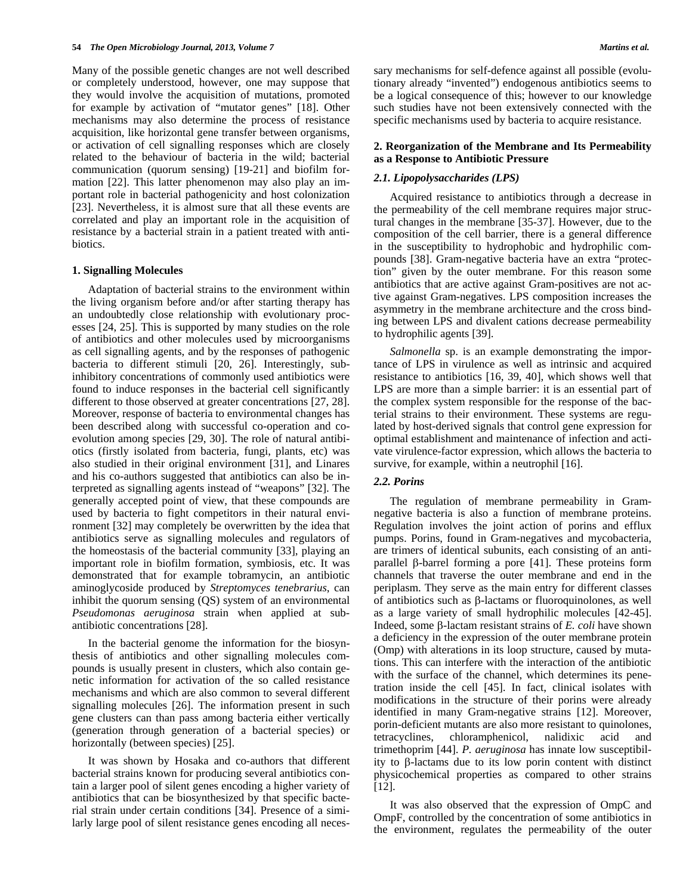Many of the possible genetic changes are not well described or completely understood, however, one may suppose that they would involve the acquisition of mutations, promoted for example by activation of "mutator genes" [18]. Other mechanisms may also determine the process of resistance acquisition, like horizontal gene transfer between organisms, or activation of cell signalling responses which are closely related to the behaviour of bacteria in the wild; bacterial communication (quorum sensing) [19-21] and biofilm formation [22]. This latter phenomenon may also play an important role in bacterial pathogenicity and host colonization [23]. Nevertheless, it is almost sure that all these events are correlated and play an important role in the acquisition of resistance by a bacterial strain in a patient treated with antibiotics.

### 1. Signalling Molecules

Adaptation of bacterial strains to the environment within the living organism before and/or after starting therapy has an undoubtedly close relationship with evolutionary processes [24, 25]. This is supported by many studies on the role of antibiotics and other molecules used by microorganisms as cell signalling agents, and by the responses of pathogenic bacteria to different stimuli [20, 26]. Interestingly, sub-inhibitory concentrations of commonly used antibiotics were found to induce responses in the bacterial cell significantly different to those observed at greater concentrations [27, 28]. Moreover, response of bacteria to environmental changes has been described along with successful co-operation and co-evolution among species [29, 30]. The role of natural antibiotics (firstly isolated from bacteria, fungi, plants, etc) was also studied in their original environment [31], and Linares and his co-authors suggested that antibiotics can also be interpreted as signalling agents instead of "weapons" [32]. The generally accepted point of view, that these compounds are used by bacteria to fight competitors in their natural environment [32] may completely be overwritten by the idea that antibiotics serve as signalling molecules and regulators of the homeostasis of the bacterial community [33], playing an important role in biofilm formation, symbiosis, etc. It was demonstrated that for example tobramycin, an antibiotic aminoglycoside produced by *Streptomyces tenebrarius*, can inhibit the quorum sensing (QS) system of an environmental *Pseudomonas aeruginosa* strain when applied at sub-antibiotic concentrations [28].

In the bacterial genome the information for the biosynthesis of antibiotics and other signalling molecules compounds is usually present in clusters, which also contain genetic information for activation of the so called resistance mechanisms and which are also common to several different signalling molecules [26]. The information present in such gene clusters can than pass among bacteria either vertically (generation through generation of a bacterial species) or horizontally (between species) [25].

It was shown by Hosaka and co-authors that different bacterial strains known for producing several antibiotics contain a larger pool of silent genes encoding a higher variety of antibiotics that can be biosynthesized by that specific bacterial strain under certain conditions [34]. Presence of a similarly large pool of silent resistance genes encoding all necessary mechanisms for self-defence against all possible (evolutionary already "invented") endogenous antibiotics seems to be a logical consequence of this; however to our knowledge such studies have not been extensively connected with the specific mechanisms used by bacteria to acquire resistance.

### 2. Reorganization of the Membrane and Its Permeability as a Response to Antibiotic Pressure

#### *2.1. Lipopolysaccharides (LPS)*

Acquired resistance to antibiotics through a decrease in the permeability of the cell membrane requires major structural changes in the membrane [35-37]. However, due to the composition of the cell barrier, there is a general difference in the susceptibility to hydrophobic and hydrophilic compounds [38]. Gram-negative bacteria have an extra "protection" given by the outer membrane. For this reason some antibiotics that are active against Gram-positives are not active against Gram-negatives. LPS composition increases the asymmetry in the membrane architecture and the cross binding between LPS and divalent cations decrease permeability to hydrophilic agents [39].

*Salmonella* sp. is an example demonstrating the importance of LPS in virulence as well as intrinsic and acquired resistance to antibiotics [16, 39, 40], which shows well that LPS are more than a simple barrier: it is an essential part of the complex system responsible for the response of the bacterial strains to their environment. These systems are regulated by host-derived signals that control gene expression for optimal establishment and maintenance of infection and activate virulence-factor expression, which allows the bacteria to survive, for example, within a neutrophil [16].

#### *2.2. Porins*

The regulation of membrane permeability in Gram-negative bacteria is also a function of membrane proteins. Regulation involves the joint action of porins and efflux pumps. Porins, found in Gram-negatives and mycobacteria, are trimers of identical subunits, each consisting of an anti-parallel β-barrel forming a pore [41]. These proteins form channels that traverse the outer membrane and end in the periplasm. They serve as the main entry for different classes of antibiotics such as β-lactams or fluoroquinolones, as well as a large variety of small hydrophilic molecules [42-45]. Indeed, some β-lactam resistant strains of *E. coli* have shown a deficiency in the expression of the outer membrane protein (Omp) with alterations in its loop structure, caused by mutations. This can interfere with the interaction of the antibiotic with the surface of the channel, which determines its penetration inside the cell [45]. In fact, clinical isolates with modifications in the structure of their porins were already identified in many Gram-negative strains [12]. Moreover, porin-deficient mutants are also more resistant to quinolones, tetracyclines, chloramphenicol, nalidixic acid and trimethoprim [44]. *P. aeruginosa* has innate low susceptibility to β-lactams due to its low porin content with distinct physicochemical properties as compared to other strains [12].

It was also observed that the expression of OmpC and OmpF, controlled by the concentration of some antibiotics in the environment, regulates the permeability of the outer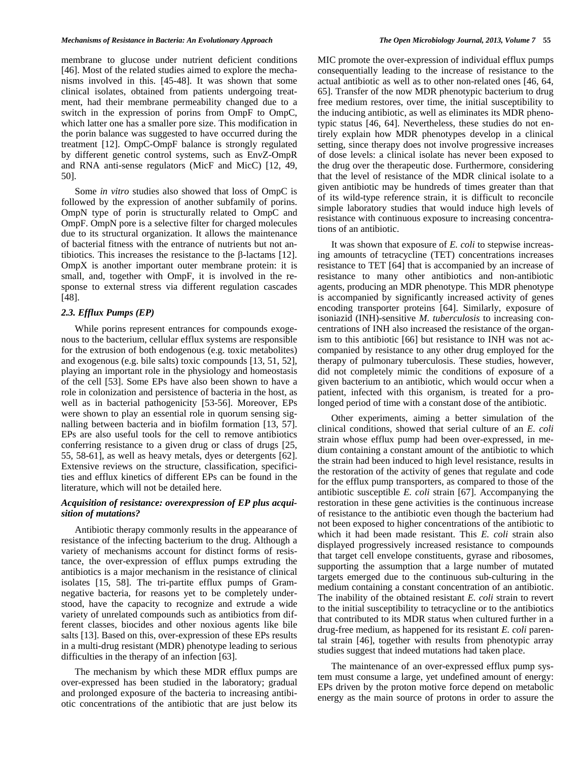membrane to glucose under nutrient deficient conditions [46]. Most of the related studies aimed to explore the mechanisms involved in this. [45-48]. It was shown that some clinical isolates, obtained from patients undergoing treatment, had their membrane permeability changed due to a switch in the expression of porins from OmpF to OmpC, which latter one has a smaller pore size. This modification in the porin balance was suggested to have occurred during the treatment [12]. OmpC-OmpF balance is strongly regulated by different genetic control systems, such as EnvZ-OmpR and RNA anti-sense regulators (MicF and MicC) [12, 49, 50].

Some *in vitro* studies also showed that loss of OmpC is followed by the expression of another subfamily of porins. OmpN type of porin is structurally related to OmpC and OmpF. OmpN pore is a selective filter for charged molecules due to its structural organization. It allows the maintenance of bacterial fitness with the entrance of nutrients but not antibiotics. This increases the resistance to the β-lactams [12]. OmpX is another important outer membrane protein: it is small, and, together with OmpF, it is involved in the response to external stress via different regulation cascades [48].

### 2.3. Efflux Pumps (EP)

While porins represent entrances for compounds exogenous to the bacterium, cellular efflux systems are responsible for the extrusion of both endogenous (e.g. toxic metabolites) and exogenous (e.g. bile salts) toxic compounds [13, 51, 52], playing an important role in the physiology and homeostasis of the cell [53]. Some EPs have also been shown to have a role in colonization and persistence of bacteria in the host, as well as in bacterial pathogenicity [53-56]. Moreover, EPs were shown to play an essential role in quorum sensing signalling between bacteria and in biofilm formation [13, 57]. EPs are also useful tools for the cell to remove antibiotics conferring resistance to a given drug or class of drugs [25, 55, 58-61], as well as heavy metals, dyes or detergents [62]. Extensive reviews on the structure, classification, specificities and efflux kinetics of different EPs can be found in the literature, which will not be detailed here.

#### *Acquisition of resistance: overexpression of EP plus acquisition of mutations?*

Antibiotic therapy commonly results in the appearance of resistance of the infecting bacterium to the drug. Although a variety of mechanisms account for distinct forms of resistance, the over-expression of efflux pumps extruding the antibiotics is a major mechanism in the resistance of clinical isolates [15, 58]. The tri-partite efflux pumps of Gram-negative bacteria, for reasons yet to be completely understood, have the capacity to recognize and extrude a wide variety of unrelated compounds such as antibiotics from different classes, biocides and other noxious agents like bile salts [13]. Based on this, over-expression of these EPs results in a multi-drug resistant (MDR) phenotype leading to serious difficulties in the therapy of an infection [63].

The mechanism by which these MDR efflux pumps are over-expressed has been studied in the laboratory; gradual and prolonged exposure of the bacteria to increasing antibiotic concentrations of the antibiotic that are just below its MIC promote the over-expression of individual efflux pumps consequentially leading to the increase of resistance to the actual antibiotic as well as to other non-related ones [46, 64, 65]. Transfer of the now MDR phenotypic bacterium to drug free medium restores, over time, the initial susceptibility to the inducing antibiotic, as well as eliminates its MDR phenotypic status [46, 64]. Nevertheless, these studies do not entirely explain how MDR phenotypes develop in a clinical setting, since therapy does not involve progressive increases of dose levels: a clinical isolate has never been exposed to the drug over the therapeutic dose. Furthermore, considering that the level of resistance of the MDR clinical isolate to a given antibiotic may be hundreds of times greater than that of its wild-type reference strain, it is difficult to reconcile simple laboratory studies that would induce high levels of resistance with continuous exposure to increasing concentrations of an antibiotic.

It was shown that exposure of *E. coli* to stepwise increasing amounts of tetracycline (TET) concentrations increases resistance to TET [64] that is accompanied by an increase of resistance to many other antibiotics and non-antibiotic agents, producing an MDR phenotype. This MDR phenotype is accompanied by significantly increased activity of genes encoding transporter proteins [64]. Similarly, exposure of isoniazid (INH)-sensitive *M. tuberculosis* to increasing concentrations of INH also increased the resistance of the organism to this antibiotic [66] but resistance to INH was not accompanied by resistance to any other drug employed for the therapy of pulmonary tuberculosis. These studies, however, did not completely mimic the conditions of exposure of a given bacterium to an antibiotic, which would occur when a patient, infected with this organism, is treated for a prolonged period of time with a constant dose of the antibiotic.

Other experiments, aiming a better simulation of the clinical conditions, showed that serial culture of an *E. coli* strain whose efflux pump had been over-expressed, in medium containing a constant amount of the antibiotic to which the strain had been induced to high level resistance, results in the restoration of the activity of genes that regulate and code for the efflux pump transporters, as compared to those of the antibiotic susceptible *E. coli* strain [67]. Accompanying the restoration in these gene activities is the continuous increase of resistance to the antibiotic even though the bacterium had not been exposed to higher concentrations of the antibiotic to which it had been made resistant. This *E. coli* strain also displayed progressively increased resistance to compounds that target cell envelope constituents, gyrase and ribosomes, supporting the assumption that a large number of mutated targets emerged due to the continuous sub-culturing in the medium containing a constant concentration of an antibiotic. The inability of the obtained resistant *E. coli* strain to revert to the initial susceptibility to tetracycline or to the antibiotics that contributed to its MDR status when cultured further in a drug-free medium, as happened for its resistant *E. coli* parental strain [46], together with results from phenotypic array studies suggest that indeed mutations had taken place.

The maintenance of an over-expressed efflux pump system must consume a large, yet undefined amount of energy: EPs driven by the proton motive force depend on metabolic energy as the main source of protons in order to assure the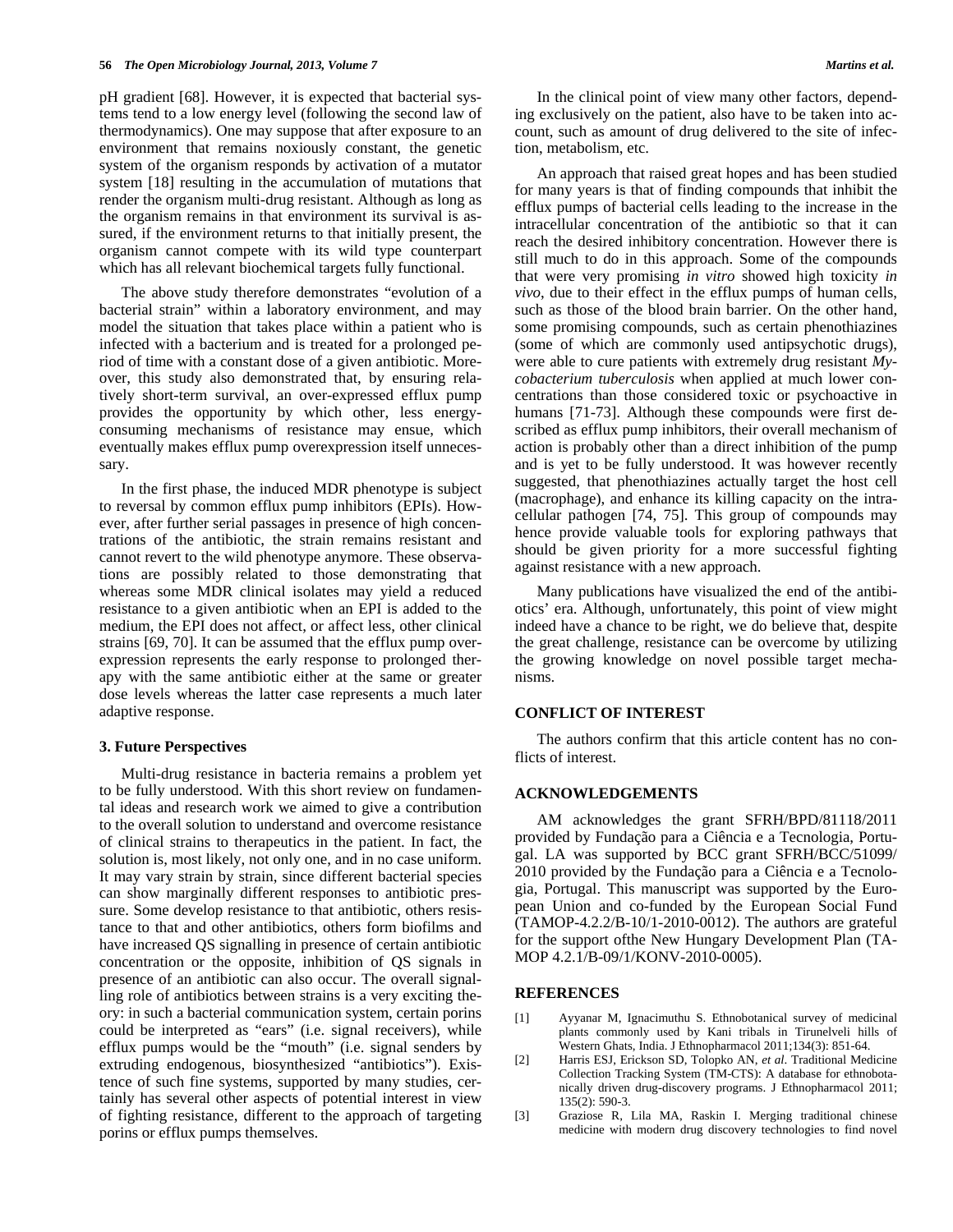pH gradient [68]. However, it is expected that bacterial systems tend to a low energy level (following the second law of thermodynamics). One may suppose that after exposure to an environment that remains noxiously constant, the genetic system of the organism responds by activation of a mutator system [18] resulting in the accumulation of mutations that render the organism multi-drug resistant. Although as long as the organism remains in that environment its survival is assured, if the environment returns to that initially present, the organism cannot compete with its wild type counterpart which has all relevant biochemical targets fully functional.

The above study therefore demonstrates "evolution of a bacterial strain" within a laboratory environment, and may model the situation that takes place within a patient who is infected with a bacterium and is treated for a prolonged period of time with a constant dose of a given antibiotic. Moreover, this study also demonstrated that, by ensuring relatively short-term survival, an over-expressed efflux pump provides the opportunity by which other, less energy-consuming mechanisms of resistance may ensue, which eventually makes efflux pump overexpression itself unnecessary.

In the first phase, the induced MDR phenotype is subject to reversal by common efflux pump inhibitors (EPIs). However, after further serial passages in presence of high concentrations of the antibiotic, the strain remains resistant and cannot revert to the wild phenotype anymore. These observations are possibly related to those demonstrating that whereas some MDR clinical isolates may yield a reduced resistance to a given antibiotic when an EPI is added to the medium, the EPI does not affect, or affect less, other clinical strains [69, 70]. It can be assumed that the efflux pump overexpression represents the early response to prolonged therapy with the same antibiotic either at the same or greater dose levels whereas the latter case represents a much later adaptive response.

### 3. Future Perspectives

Multi-drug resistance in bacteria remains a problem yet to be fully understood. With this short review on fundamental ideas and research work we aimed to give a contribution to the overall solution to understand and overcome resistance of clinical strains to therapeutics in the patient. In fact, the solution is, most likely, not only one, and in no case uniform. It may vary strain by strain, since different bacterial species can show marginally different responses to antibiotic pressure. Some develop resistance to that antibiotic, others resistance to that and other antibiotics, others form biofilms and have increased QS signalling in presence of certain antibiotic concentration or the opposite, inhibition of QS signals in presence of an antibiotic can also occur. The overall signalling role of antibiotics between strains is a very exciting theory: in such a bacterial communication system, certain porins could be interpreted as "ears" (i.e. signal receivers), while efflux pumps would be the "mouth" (i.e. signal senders by extruding endogenous, biosynthesized "antibiotics"). Existence of such fine systems, supported by many studies, certainly has several other aspects of potential interest in view of fighting resistance, different to the approach of targeting porins or efflux pumps themselves.

In the clinical point of view many other factors, depending exclusively on the patient, also have to be taken into account, such as amount of drug delivered to the site of infection, metabolism, etc.

An approach that raised great hopes and has been studied for many years is that of finding compounds that inhibit the efflux pumps of bacterial cells leading to the increase in the intracellular concentration of the antibiotic so that it can reach the desired inhibitory concentration. However there is still much to do in this approach. Some of the compounds that were very promising *in vitro* showed high toxicity *in vivo*, due to their effect in the efflux pumps of human cells, such as those of the blood brain barrier. On the other hand, some promising compounds, such as certain phenothiazines (some of which are commonly used antipsychotic drugs), were able to cure patients with extremely drug resistant *Mycobacterium tuberculosis* when applied at much lower concentrations than those considered toxic or psychoactive in humans [71-73]. Although these compounds were first described as efflux pump inhibitors, their overall mechanism of action is probably other than a direct inhibition of the pump and is yet to be fully understood. It was however recently suggested, that phenothiazines actually target the host cell (macrophage), and enhance its killing capacity on the intracellular pathogen [74, 75]. This group of compounds may hence provide valuable tools for exploring pathways that should be given priority for a more successful fighting against resistance with a new approach.

Many publications have visualized the end of the antibiotics' era. Although, unfortunately, this point of view might indeed have a chance to be right, we do believe that, despite the great challenge, resistance can be overcome by utilizing the growing knowledge on novel possible target mechanisms.

## CONFLICT OF INTEREST

The authors confirm that this article content has no conflicts of interest.

## ACKNOWLEDGEMENTS

AM acknowledges the grant SFRH/BPD/81118/2011 provided by Fundação para a Ciência e a Tecnologia, Portugal. LA was supported by BCC grant SFRH/BCC/51099/2010 provided by the Fundação para a Ciência e a Tecnologia, Portugal. This manuscript was supported by the European Union and co-funded by the European Social Fund (TAMOP-4.2.2/B-10/1-2010-0012). The authors are grateful for the support ofthe New Hungary Development Plan (TAMOP 4.2.1/B-09/1/KONV-2010-0005).

## REFERENCES

[1] Ayyanar M, Ignacimuthu S. Ethnobotanical survey of medicinal plants commonly used by Kani tribals in Tirunelveli hills of Western Ghats, India. J Ethnopharmacol 2011;134(3): 851-64.

[2] Harris ESJ, Erickson SD, Tolopko AN, *et al*. Traditional Medicine Collection Tracking System (TM-CTS): A database for ethnobotanically driven drug-discovery programs. J Ethnopharmacol 2011; 135(2): 590-3.

[3] Graziose R, Lila MA, Raskin I. Merging traditional chinese medicine with modern drug discovery technologies to find novel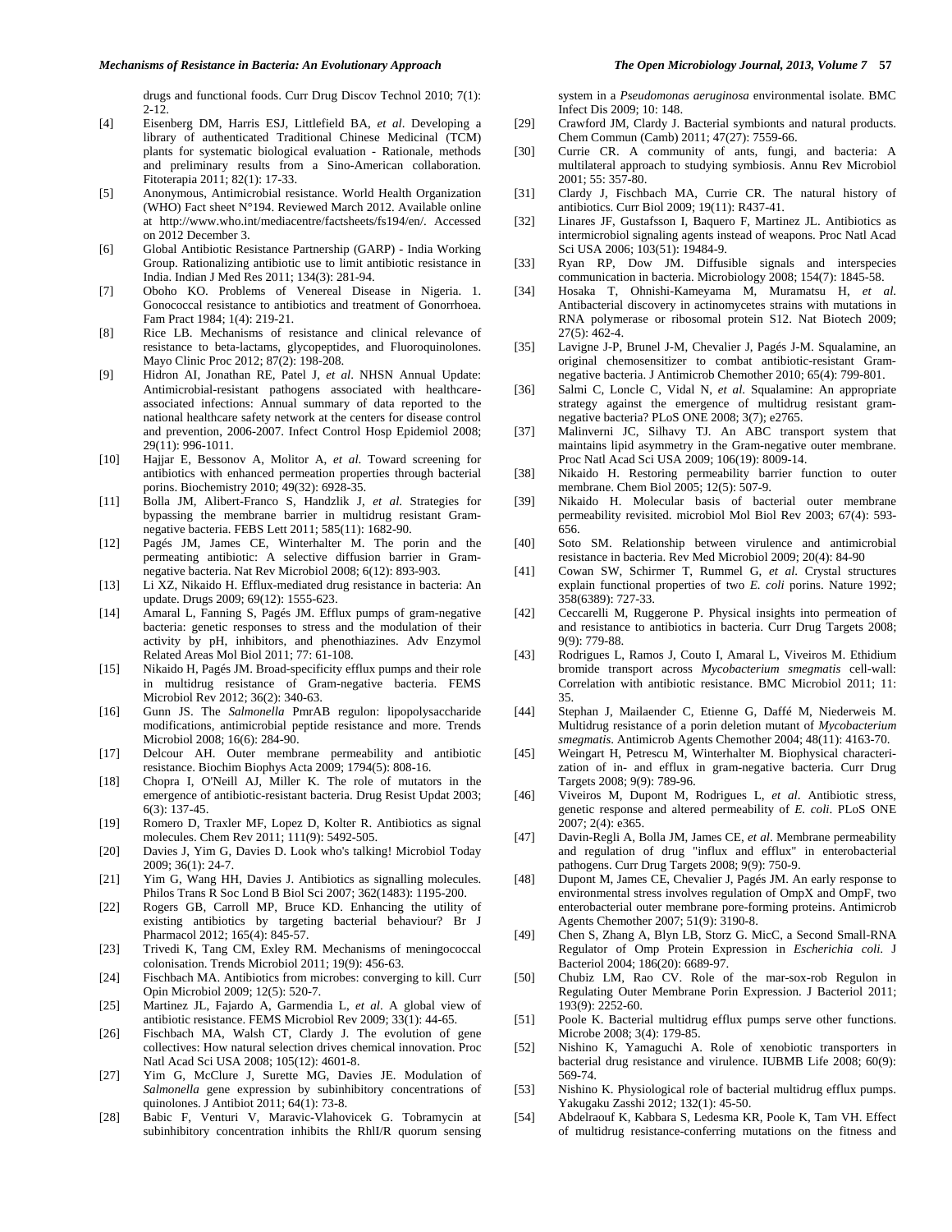drugs and functional foods. Curr Drug Discov Technol 2010; 7(1): 2-12.

[4] Eisenberg DM, Harris ESJ, Littlefield BA, *et al*. Developing a library of authenticated Traditional Chinese Medicinal (TCM) plants for systematic biological evaluation - Rationale, methods and preliminary results from a Sino-American collaboration. Fitoterapia 2011; 82(1): 17-33.

[5] Anonymous, Antimicrobial resistance. World Health Organization (WHO) Fact sheet N°194. Reviewed March 2012. Available online at http://www.who.int/mediacentre/factsheets/fs194/en/. Accessed on 2012 December 3.

[6] Global Antibiotic Resistance Partnership (GARP) - India Working Group. Rationalizing antibiotic use to limit antibiotic resistance in India. Indian J Med Res 2011; 134(3): 281-94.

[7] Oboho KO. Problems of Venereal Disease in Nigeria. 1. Gonococcal resistance to antibiotics and treatment of Gonorrhoea. Fam Pract 1984; 1(4): 219-21.

[8] Rice LB. Mechanisms of resistance and clinical relevance of resistance to beta-lactams, glycopeptides, and Fluoroquinolones. Mayo Clinic Proc 2012; 87(2): 198-208.

[9] Hidron AI, Jonathan RE, Patel J, *et al*. NHSN Annual Update: Antimicrobial-resistant pathogens associated with healthcare-associated infections: Annual summary of data reported to the national healthcare safety network at the centers for disease control and prevention, 2006-2007. Infect Control Hosp Epidemiol 2008; 29(11): 996-1011.

[10] Hajjar E, Bessonov A, Molitor A, *et al*. Toward screening for antibiotics with enhanced permeation properties through bacterial porins. Biochemistry 2010; 49(32): 6928-35.

[11] Bolla JM, Alibert-Franco S, Handzlik J, *et al*. Strategies for bypassing the membrane barrier in multidrug resistant Gram-negative bacteria. FEBS Lett 2011; 585(11): 1682-90.

[12] Pagés JM, James CE, Winterhalter M. The porin and the permeating antibiotic: A selective diffusion barrier in Gram-negative bacteria. Nat Rev Microbiol 2008; 6(12): 893-903.

[13] Li XZ, Nikaido H. Efflux-mediated drug resistance in bacteria: An update. Drugs 2009; 69(12): 1555-623.

[14] Amaral L, Fanning S, Pagés JM. Efflux pumps of gram-negative bacteria: genetic responses to stress and the modulation of their activity by pH, inhibitors, and phenothiazines. Adv Enzymol Related Areas Mol Biol 2011; 77: 61-108.

[15] Nikaido H, Pagés JM. Broad-specificity efflux pumps and their role in multidrug resistance of Gram-negative bacteria. FEMS Microbiol Rev 2012; 36(2): 340-63.

[16] Gunn JS. The *Salmonella* PmrAB regulon: lipopolysaccharide modifications, antimicrobial peptide resistance and more. Trends Microbiol 2008; 16(6): 284-90.

[17] Delcour AH. Outer membrane permeability and antibiotic resistance. Biochim Biophys Acta 2009; 1794(5): 808-16.

[18] Chopra I, O'Neill AJ, Miller K. The role of mutators in the emergence of antibiotic-resistant bacteria. Drug Resist Updat 2003; 6(3): 137-45.

[19] Romero D, Traxler MF, Lopez D, Kolter R. Antibiotics as signal molecules. Chem Rev 2011; 111(9): 5492-505.

[20] Davies J, Yim G, Davies D. Look who's talking! Microbiol Today 2009; 36(1): 24-7.

[21] Yim G, Wang HH, Davies J. Antibiotics as signalling molecules. Philos Trans R Soc Lond B Biol Sci 2007; 362(1483): 1195-200.

[22] Rogers GB, Carroll MP, Bruce KD. Enhancing the utility of existing antibiotics by targeting bacterial behaviour? Br J Pharmacol 2012; 165(4): 845-57.

[23] Trivedi K, Tang CM, Exley RM. Mechanisms of meningococcal colonisation. Trends Microbiol 2011; 19(9): 456-63.

[24] Fischbach MA. Antibiotics from microbes: converging to kill. Curr Opin Microbiol 2009; 12(5): 520-7.

[25] Martinez JL, Fajardo A, Garmendia L, *et al*. A global view of antibiotic resistance. FEMS Microbiol Rev 2009; 33(1): 44-65.

[26] Fischbach MA, Walsh CT, Clardy J. The evolution of gene collectives: How natural selection drives chemical innovation. Proc Natl Acad Sci USA 2008; 105(12): 4601-8.

[27] Yim G, McClure J, Surette MG, Davies JE. Modulation of *Salmonella* gene expression by subinhibitory concentrations of quinolones. J Antibiot 2011; 64(1): 73-8.

[28] Babic F, Venturi V, Maravic-Vlahovicek G. Tobramycin at subinhibitory concentration inhibits the RhlI/R quorum sensing system in a *Pseudomonas aeruginosa* environmental isolate. BMC Infect Dis 2009; 10: 148.

[29] Crawford JM, Clardy J. Bacterial symbionts and natural products. Chem Commun (Camb) 2011; 47(27): 7559-66.

[30] Currie CR. A community of ants, fungi, and bacteria: A multilateral approach to studying symbiosis. Annu Rev Microbiol 2001; 55: 357-80.

[31] Clardy J, Fischbach MA, Currie CR. The natural history of antibiotics. Curr Biol 2009; 19(11): R437-41.

[32] Linares JF, Gustafsson I, Baquero F, Martinez JL. Antibiotics as intermicrobiol signaling agents instead of weapons. Proc Natl Acad Sci USA 2006; 103(51): 19484-9.

[33] Ryan RP, Dow JM. Diffusible signals and interspecies communication in bacteria. Microbiology 2008; 154(7): 1845-58.

[34] Hosaka T, Ohnishi-Kameyama M, Muramatsu H, *et al*. Antibacterial discovery in actinomycetes strains with mutations in RNA polymerase or ribosomal protein S12. Nat Biotech 2009; 27(5): 462-4.

[35] Lavigne J-P, Brunel J-M, Chevalier J, Pagés J-M. Squalamine, an original chemosensitizer to combat antibiotic-resistant Gram-negative bacteria. J Antimicrob Chemother 2010; 65(4): 799-801.

[36] Salmi C, Loncle C, Vidal N, *et al*. Squalamine: An appropriate strategy against the emergence of multidrug resistant gram-negative bacteria? PLoS ONE 2008; 3(7); e2765.

[37] Malinverni JC, Silhavy TJ. An ABC transport system that maintains lipid asymmetry in the Gram-negative outer membrane. Proc Natl Acad Sci USA 2009; 106(19): 8009-14.

[38] Nikaido H. Restoring permeability barrier function to outer membrane. Chem Biol 2005; 12(5): 507-9.

[39] Nikaido H. Molecular basis of bacterial outer membrane permeability revisited. microbiol Mol Biol Rev 2003; 67(4): 593-656.

[40] Soto SM. Relationship between virulence and antimicrobial resistance in bacteria. Rev Med Microbiol 2009; 20(4): 84-90

[41] Cowan SW, Schirmer T, Rummel G, *et al*. Crystal structures explain functional properties of two *E. coli* porins. Nature 1992; 358(6389): 727-33.

[42] Ceccarelli M, Ruggerone P. Physical insights into permeation of and resistance to antibiotics in bacteria. Curr Drug Targets 2008; 9(9): 779-88.

[43] Rodrigues L, Ramos J, Couto I, Amaral L, Viveiros M. Ethidium bromide transport across *Mycobacterium smegmatis* cell-wall: Correlation with antibiotic resistance. BMC Microbiol 2011; 11: 35.

[44] Stephan J, Mailaender C, Etienne G, Daffé M, Niederweis M. Multidrug resistance of a porin deletion mutant of *Mycobacterium smegmatis*. Antimicrob Agents Chemother 2004; 48(11): 4163-70.

[45] Weingart H, Petrescu M, Winterhalter M. Biophysical characterization of in- and efflux in gram-negative bacteria. Curr Drug Targets 2008; 9(9): 789-96.

[46] Viveiros M, Dupont M, Rodrigues L, *et al*. Antibiotic stress, genetic response and altered permeability of *E. coli*. PLoS ONE 2007; 2(4): e365.

[47] Davin-Regli A, Bolla JM, James CE, *et al*. Membrane permeability and regulation of drug "influx and efflux" in enterobacterial pathogens. Curr Drug Targets 2008; 9(9): 750-9.

[48] Dupont M, James CE, Chevalier J, Pagés JM. An early response to environmental stress involves regulation of OmpX and OmpF, two enterobacterial outer membrane pore-forming proteins. Antimicrob Agents Chemother 2007; 51(9): 3190-8.

[49] Chen S, Zhang A, Blyn LB, Storz G. MicC, a Second Small-RNA Regulator of Omp Protein Expression in *Escherichia coli*. J Bacteriol 2004; 186(20): 6689-97.

[50] Chubiz LM, Rao CV. Role of the mar-sox-rob Regulon in Regulating Outer Membrane Porin Expression. J Bacteriol 2011; 193(9): 2252-60.

[51] Poole K. Bacterial multidrug efflux pumps serve other functions. Microbe 2008; 3(4): 179-85.

[52] Nishino K, Yamaguchi A. Role of xenobiotic transporters in bacterial drug resistance and virulence. IUBMB Life 2008; 60(9): 569-74.

[53] Nishino K. Physiological role of bacterial multidrug efflux pumps. Yakugaku Zasshi 2012; 132(1): 45-50.

[54] Abdelraouf K, Kabbara S, Ledesma KR, Poole K, Tam VH. Effect of multidrug resistance-conferring mutations on the fitness and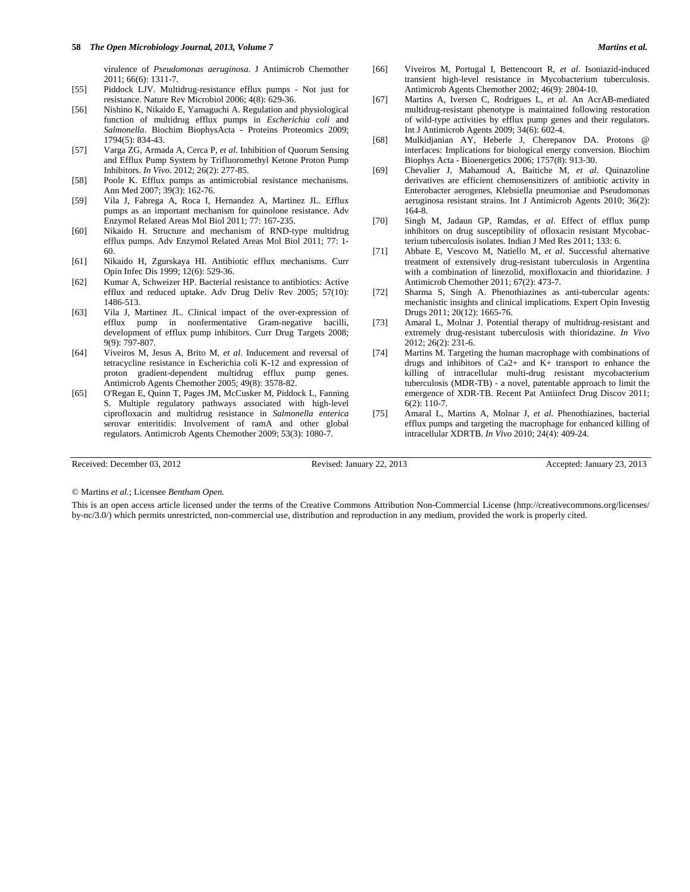virulence of *Pseudomonas aeruginosa*. J Antimicrob Chemother 2011; 66(6): 1311-7.

[55] Piddock LJV. Multidrug-resistance efflux pumps - Not just for resistance. Nature Rev Microbiol 2006; 4(8): 629-36.

[56] Nishino K, Nikaido E, Yamaguchi A. Regulation and physiological function of multidrug efflux pumps in *Escherichia coli* and *Salmonella*. Biochim BiophysActa - Proteins Proteomics 2009; 1794(5): 834-43.

[57] Varga ZG, Armada A, Cerca P, *et al.* Inhibition of Quorum Sensing and Efflux Pump System by Trifluoromethyl Ketone Proton Pump Inhibitors. *In Vivo*. 2012; 26(2): 277-85.

[58] Poole K. Efflux pumps as antimicrobial resistance mechanisms. Ann Med 2007; 39(3): 162-76.

[59] Vila J, Fabrega A, Roca I, Hernandez A, Martinez JL. Efflux pumps as an important mechanism for quinolone resistance. Adv Enzymol Related Areas Mol Biol 2011; 77: 167-235.

[60] Nikaido H. Structure and mechanism of RND-type multidrug efflux pumps. Adv Enzymol Related Areas Mol Biol 2011; 77: 1-60.

[61] Nikaido H, Zgurskaya HI. Antibiotic efflux mechanisms. Curr Opin Infec Dis 1999; 12(6): 529-36.

[62] Kumar A, Schweizer HP. Bacterial resistance to antibiotics: Active efflux and reduced uptake. Adv Drug Deliv Rev 2005; 57(10): 1486-513.

[63] Vila J, Martinez JL. Clinical impact of the over-expression of efflux pump in nonfermentative Gram-negative bacilli, development of efflux pump inhibitors. Curr Drug Targets 2008; 9(9): 797-807.

[64] Viveiros M, Jesus A, Brito M, *et al*. Inducement and reversal of tetracycline resistance in Escherichia coli K-12 and expression of proton gradient-dependent multidrug efflux pump genes. Antimicrob Agents Chemother 2005; 49(8): 3578-82.

[65] O'Regan E, Quinn T, Pages JM, McCusker M, Piddock L, Fanning S. Multiple regulatory pathways associated with high-level ciprofloxacin and multidrug resistance in *Salmonella enterica* serovar enteritidis: Involvement of ramA and other global regulators. Antimicrob Agents Chemother 2009; 53(3): 1080-7.

[66] Viveiros M, Portugal I, Bettencourt R, *et al*. Isoniazid-induced transient high-level resistance in Mycobacterium tuberculosis. Antimicrob Agents Chemother 2002; 46(9): 2804-10.

[67] Martins A, Iversen C, Rodrigues L, *et al*. An AcrAB-mediated multidrug-resistant phenotype is maintained following restoration of wild-type activities by efflux pump genes and their regulators. Int J Antimicrob Agents 2009; 34(6): 602-4.

[68] Mulkidjanian AY, Heberle J, Cherepanov DA. Protons @ interfaces: Implications for biological energy conversion. Biochim Biophys Acta - Bioenergetics 2006; 1757(8): 913-30.

[69] Chevalier J, Mahamoud A, Baitiche M, *et al*. Quinazoline derivatives are efficient chemosensitizers of antibiotic activity in Enterobacter aerogenes, Klebsiella pneumoniae and Pseudomonas aeruginosa resistant strains. Int J Antimicrob Agents 2010; 36(2): 164-8.

[70] Singh M, Jadaun GP, Ramdas, *et al*. Effect of efflux pump inhibitors on drug susceptibility of ofloxacin resistant Mycobacterium tuberculosis isolates. Indian J Med Res 2011; 133: 6.

[71] Abbate E, Vescovo M, Natiello M, *et al.* Successful alternative treatment of extensively drug-resistant tuberculosis in Argentina with a combination of linezolid, moxifloxacin and thioridazine. J Antimicrob Chemother 2011; 67(2): 473-7.

[72] Sharma S, Singh A. Phenothiazines as anti-tubercular agents: mechanistic insights and clinical implications. Expert Opin Investig Drugs 2011; 20(12): 1665-76.

[73] Amaral L, Molnar J. Potential therapy of multidrug-resistant and extremely drug-resistant tuberculosis with thioridazine. *In Vivo* 2012; 26(2): 231-6.

[74] Martins M. Targeting the human macrophage with combinations of drugs and inhibitors of Ca2+ and K+ transport to enhance the killing of intracellular multi-drug resistant mycobacterium tuberculosis (MDR-TB) - a novel, patentable approach to limit the emergence of XDR-TB. Recent Pat Antiinfect Drug Discov 2011; 6(2): 110-7.

[75] Amaral L, Martins A, Molnar J, *et al.* Phenothiazines, bacterial efflux pumps and targeting the macrophage for enhanced killing of intracellular XDRTB. *In Vivo* 2010; 24(4): 409-24.

Received: December 03, 2012 | Revised: January 22, 2013 | Accepted: January 23, 2013

© Martins *et al.*; Licensee *Bentham Open.*

This is an open access article licensed under the terms of the Creative Commons Attribution Non-Commercial License (http://creativecommons.org/licenses/by-nc/3.0/) which permits unrestricted, non-commercial use, distribution and reproduction in any medium, provided the work is properly cited.